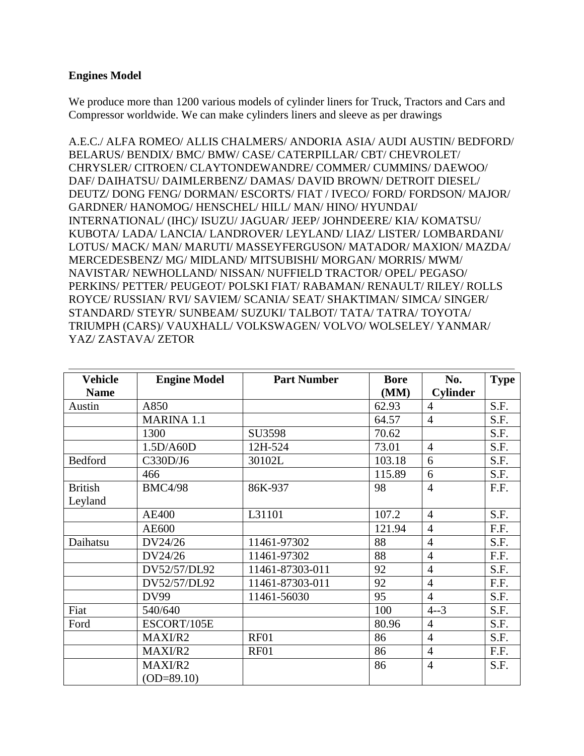**Engines Model**

We produce more than 1200 various models of cylinder liners for Truck, Tractors and Cars and Compressor worldwide. We can make cylinders liners and sleeve as per drawings

A.E.C./ ALFA ROMEO/ ALLIS CHALMERS/ ANDORIA ASIA/ AUDI AUSTIN/ BEDFORD/ BELARUS/ BENDIX/ BMC/ BMW/ CASE/ CATERPILLAR/ CBT/ CHEVROLET/ CHRYSLER/ CITROEN/ CLAYTONDEWANDRE/ COMMER/ CUMMINS/ DAEWOO/ DAF/ DAIHATSU/ DAIMLERBENZ/ DAMAS/ DAVID BROWN/ DETROIT DIESEL/ DEUTZ/ DONG FENG/ DORMAN/ ESCORTS/ FIAT / IVECO/ FORD/ FORDSON/ MAJOR/ GARDNER/ HANOMOG/ HENSCHEL/ HILL/ MAN/ HINO/ HYUNDAI/ INTERNATIONAL/ (IHC)/ ISUZU/ JAGUAR/ JEEP/ JOHNDEERE/ KIA/ KOMATSU/ KUBOTA/ LADA/ LANCIA/ LANDROVER/ LEYLAND/ LIAZ/ LISTER/ LOMBARDANI/ LOTUS/ MACK/ MAN/ MARUTI/ MASSEYFERGUSON/ MATADOR/ MAXION/ MAZDA/ MERCEDESBENZ/ MG/ MIDLAND/ MITSUBISHI/ MORGAN/ MORRIS/ MWM/ NAVISTAR/ NEWHOLLAND/ NISSAN/ NUFFIELD TRACTOR/ OPEL/ PEGASO/ PERKINS/ PETTER/ PEUGEOT/ POLSKI FIAT/ RABAMAN/ RENAULT/ RILEY/ ROLLS ROYCE/ RUSSIAN/ RVI/ SAVIEM/ SCANIA/ SEAT/ SHAKTIMAN/ SIMCA/ SINGER/ STANDARD/ STEYR/ SUNBEAM/ SUZUKI/ TALBOT/ TATA/ TATRA/ TOYOTA/ TRIUMPH (CARS)/ VAUXHALL/ VOLKSWAGEN/ VOLVO/ WOLSELEY/ YANMAR/ YAZ/ ZASTAVA/ ZETOR

| Vehicle Name | Engine Model | Part Number | Bore (MM) | No. Cylinder | Type |
|---|---|---|---|---|---|
| Austin | A850 | | 62.93 | 4 | S.F. |
| | MARINA 1.1 | | 64.57 | 4 | S.F. |
| | 1300 | SU3598 | 70.62 | | S.F. |
| | 1.5D/A60D | 12H-524 | 73.01 | 4 | S.F. |
| Bedford | C330D/J6 | 30102L | 103.18 | 6 | S.F. |
| | 466 | | 115.89 | 6 | S.F. |
| British Leyland | BMC4/98 | 86K-937 | 98 | 4 | F.F. |
| | AE400 | L31101 | 107.2 | 4 | S.F. |
| | AE600 | | 121.94 | 4 | F.F. |
| Daihatsu | DV24/26 | 11461-97302 | 88 | 4 | S.F. |
| | DV24/26 | 11461-97302 | 88 | 4 | F.F. |
| | DV52/57/DL92 | 11461-87303-011 | 92 | 4 | S.F. |
| | DV52/57/DL92 | 11461-87303-011 | 92 | 4 | F.F. |
| | DV99 | 11461-56030 | 95 | 4 | S.F. |
| Fiat | 540/640 | | 100 | 4--3 | S.F. |
| Ford | ESCORT/105E | | 80.96 | 4 | S.F. |
| | MAXI/R2 | RF01 | 86 | 4 | S.F. |
| | MAXI/R2 | RF01 | 86 | 4 | F.F. |
| | MAXI/R2 (OD=89.10) | | 86 | 4 | S.F. |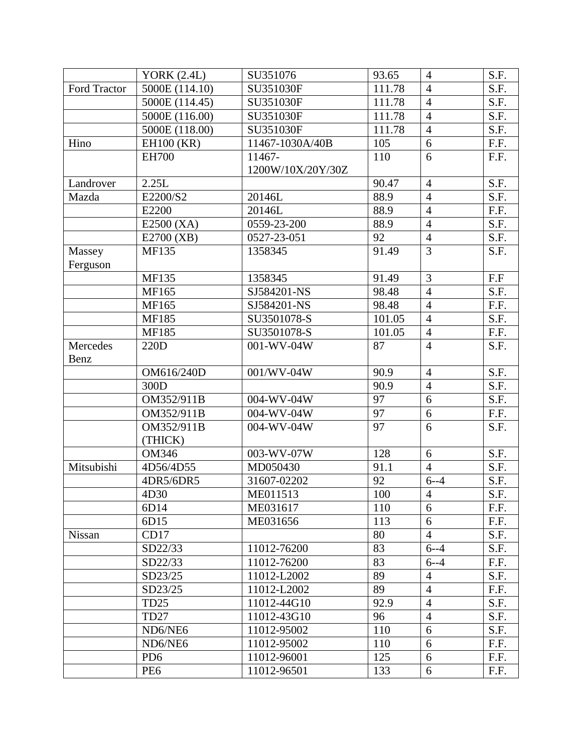| | | | | | |
|---|---|---|---|---|---|
| | YORK (2.4L) | SU351076 | 93.65 | 4 | S.F. |
| Ford Tractor | 5000E (114.10) | SU351030F | 111.78 | 4 | S.F. |
| | 5000E (114.45) | SU351030F | 111.78 | 4 | S.F. |
| | 5000E (116.00) | SU351030F | 111.78 | 4 | S.F. |
| | 5000E (118.00) | SU351030F | 111.78 | 4 | S.F. |
| Hino | EH100 (KR) | 11467-1030A/40B | 105 | 6 | F.F. |
| | EH700 | 11467-1200W/10X/20Y/30Z | 110 | 6 | F.F. |
| Landrover | 2.25L | | 90.47 | 4 | S.F. |
| Mazda | E2200/S2 | 20146L | 88.9 | 4 | S.F. |
| | E2200 | 20146L | 88.9 | 4 | F.F. |
| | E2500 (XA) | 0559-23-200 | 88.9 | 4 | S.F. |
| | E2700 (XB) | 0527-23-051 | 92 | 4 | S.F. |
| Massey Ferguson | MF135 | 1358345 | 91.49 | 3 | S.F. |
| | MF135 | 1358345 | 91.49 | 3 | F.F |
| | MF165 | SJ584201-NS | 98.48 | 4 | S.F. |
| | MF165 | SJ584201-NS | 98.48 | 4 | F.F. |
| | MF185 | SU3501078-S | 101.05 | 4 | S.F. |
| | MF185 | SU3501078-S | 101.05 | 4 | F.F. |
| Mercedes Benz | 220D | 001-WV-04W | 87 | 4 | S.F. |
| | OM616/240D | 001/WV-04W | 90.9 | 4 | S.F. |
| | 300D | | 90.9 | 4 | S.F. |
| | OM352/911B | 004-WV-04W | 97 | 6 | S.F. |
| | OM352/911B | 004-WV-04W | 97 | 6 | F.F. |
| | OM352/911B (THICK) | 004-WV-04W | 97 | 6 | S.F. |
| | OM346 | 003-WV-07W | 128 | 6 | S.F. |
| Mitsubishi | 4D56/4D55 | MD050430 | 91.1 | 4 | S.F. |
| | 4DR5/6DR5 | 31607-02202 | 92 | 6--4 | S.F. |
| | 4D30 | ME011513 | 100 | 4 | S.F. |
| | 6D14 | ME031617 | 110 | 6 | F.F. |
| | 6D15 | ME031656 | 113 | 6 | F.F. |
| Nissan | CD17 | | 80 | 4 | S.F. |
| | SD22/33 | 11012-76200 | 83 | 6--4 | S.F. |
| | SD22/33 | 11012-76200 | 83 | 6--4 | F.F. |
| | SD23/25 | 11012-L2002 | 89 | 4 | S.F. |
| | SD23/25 | 11012-L2002 | 89 | 4 | F.F. |
| | TD25 | 11012-44G10 | 92.9 | 4 | S.F. |
| | TD27 | 11012-43G10 | 96 | 4 | S.F. |
| | ND6/NE6 | 11012-95002 | 110 | 6 | S.F. |
| | ND6/NE6 | 11012-95002 | 110 | 6 | F.F. |
| | PD6 | 11012-96001 | 125 | 6 | F.F. |
| | PE6 | 11012-96501 | 133 | 6 | F.F. |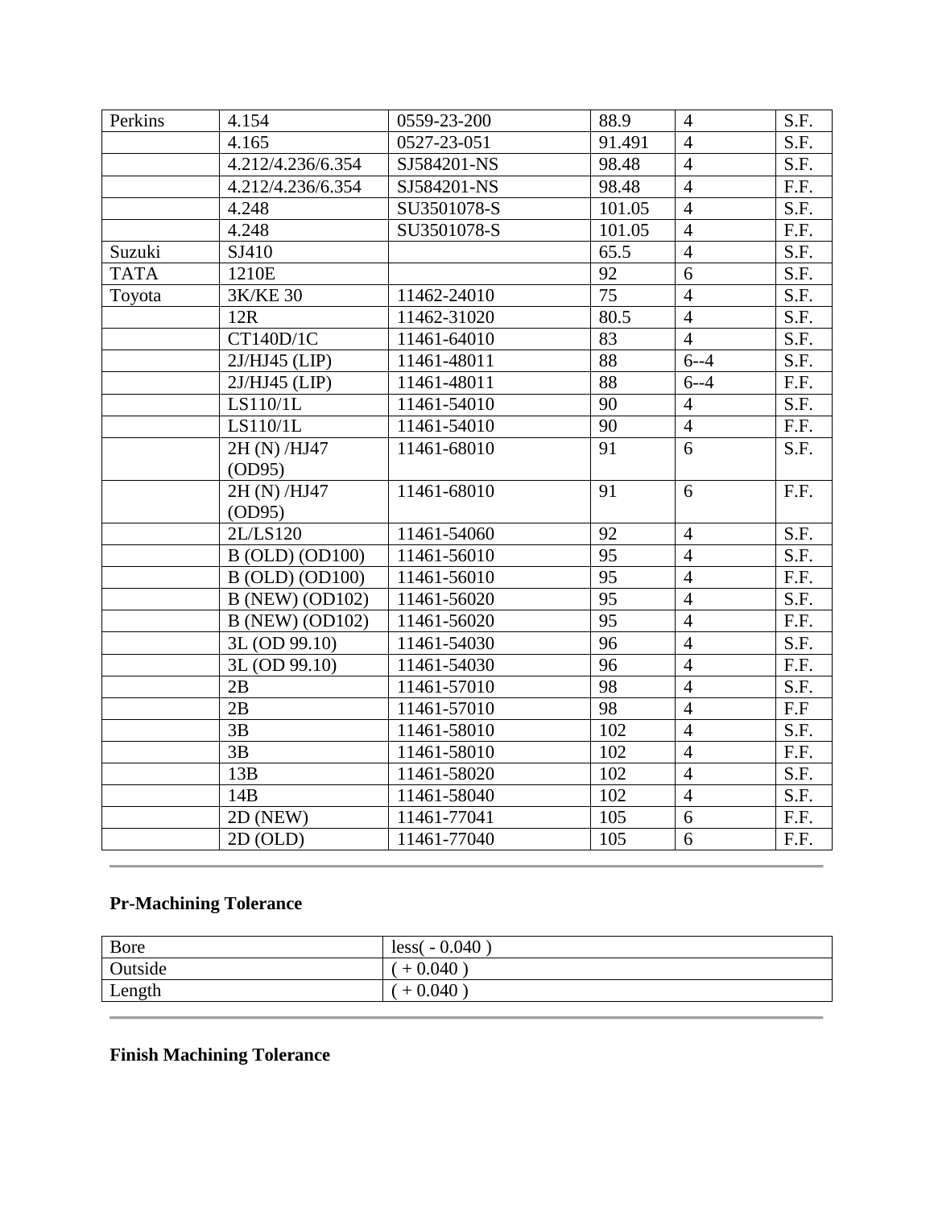| Perkins | 4.154 | 0559-23-200 | 88.9 | 4 | S.F. |
|---|---|---|---|---|---|
| | 4.165 | 0527-23-051 | 91.491 | 4 | S.F. |
| | 4.212/4.236/6.354 | SJ584201-NS | 98.48 | 4 | S.F. |
| | 4.212/4.236/6.354 | SJ584201-NS | 98.48 | 4 | F.F. |
| | 4.248 | SU3501078-S | 101.05 | 4 | S.F. |
| | 4.248 | SU3501078-S | 101.05 | 4 | F.F. |
| Suzuki | SJ410 | | 65.5 | 4 | S.F. |
| TATA | 1210E | | 92 | 6 | S.F. |
| Toyota | 3K/KE 30 | 11462-24010 | 75 | 4 | S.F. |
| | 12R | 11462-31020 | 80.5 | 4 | S.F. |
| | CT140D/1C | 11461-64010 | 83 | 4 | S.F. |
| | 2J/HJ45 (LIP) | 11461-48011 | 88 | 6--4 | S.F. |
| | 2J/HJ45 (LIP) | 11461-48011 | 88 | 6--4 | F.F. |
| | LS110/1L | 11461-54010 | 90 | 4 | S.F. |
| | LS110/1L | 11461-54010 | 90 | 4 | F.F. |
| | 2H (N) /HJ47 (OD95) | 11461-68010 | 91 | 6 | S.F. |
| | 2H (N) /HJ47 (OD95) | 11461-68010 | 91 | 6 | F.F. |
| | 2L/LS120 | 11461-54060 | 92 | 4 | S.F. |
| | B (OLD) (OD100) | 11461-56010 | 95 | 4 | S.F. |
| | B (OLD) (OD100) | 11461-56010 | 95 | 4 | F.F. |
| | B (NEW) (OD102) | 11461-56020 | 95 | 4 | S.F. |
| | B (NEW) (OD102) | 11461-56020 | 95 | 4 | F.F. |
| | 3L (OD 99.10) | 11461-54030 | 96 | 4 | S.F. |
| | 3L (OD 99.10) | 11461-54030 | 96 | 4 | F.F. |
| | 2B | 11461-57010 | 98 | 4 | S.F. |
| | 2B | 11461-57010 | 98 | 4 | F.F |
| | 3B | 11461-58010 | 102 | 4 | S.F. |
| | 3B | 11461-58010 | 102 | 4 | F.F. |
| | 13B | 11461-58020 | 102 | 4 | S.F. |
| | 14B | 11461-58040 | 102 | 4 | S.F. |
| | 2D (NEW) | 11461-77041 | 105 | 6 | F.F. |
| | 2D (OLD) | 11461-77040 | 105 | 6 | F.F. |

---

**Pr-Machining Tolerance**

| Bore | less( - 0.040 ) |
|---|---|
| Outside | ( + 0.040 ) |
| Length | ( + 0.040 ) |

---

**Finish Machining Tolerance**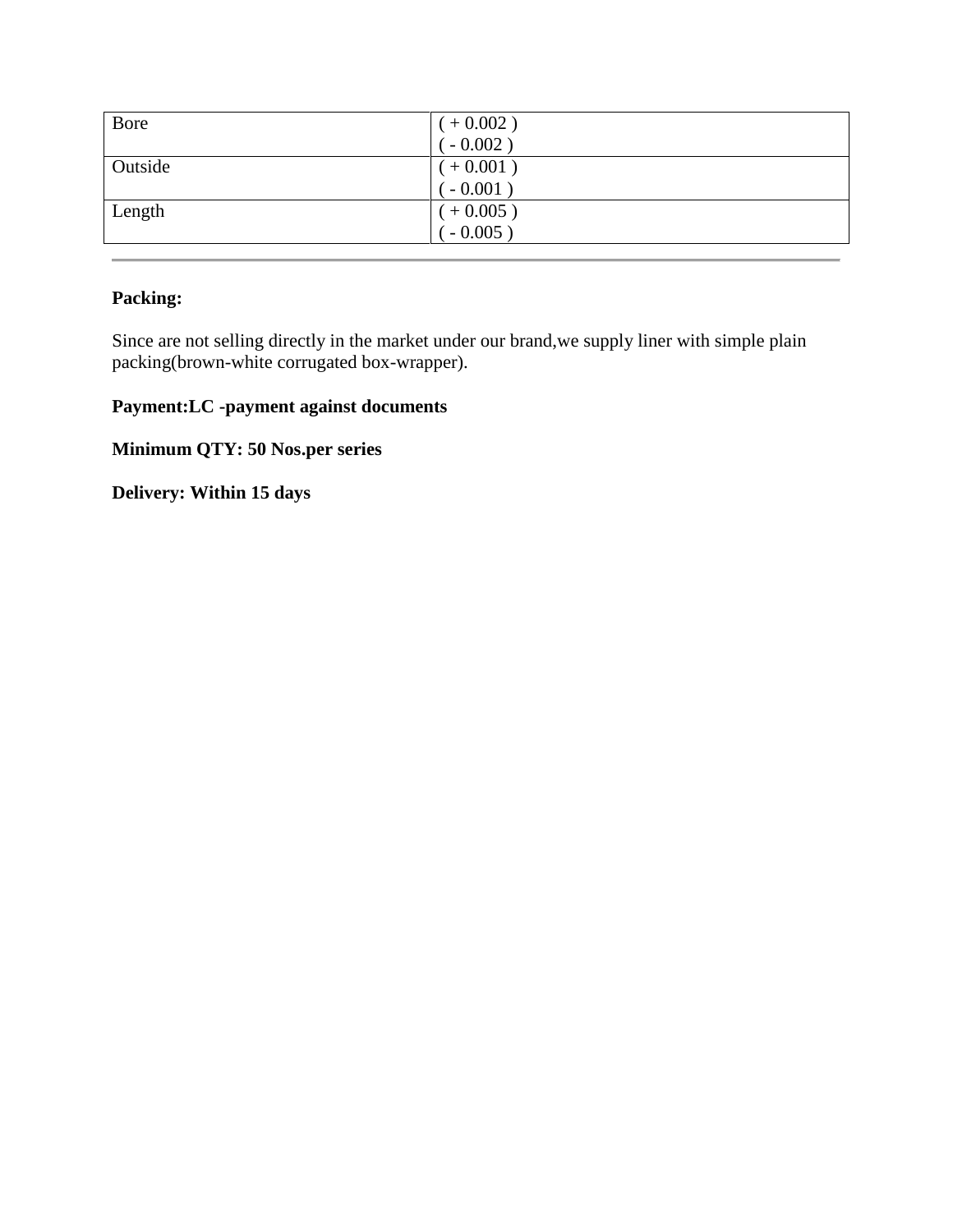| | |
|---|---|
| Bore | ( + 0.002 )<br>( - 0.002 ) |
| Outside | ( + 0.001 )<br>( - 0.001 ) |
| Length | ( + 0.005 )<br>( - 0.005 ) |

---

**Packing:**

Since are not selling directly in the market under our brand,we supply liner with simple plain packing(brown-white corrugated box-wrapper).

**Payment:LC -payment against documents**

**Minimum QTY: 50 Nos.per series**

**Delivery: Within 15 days**